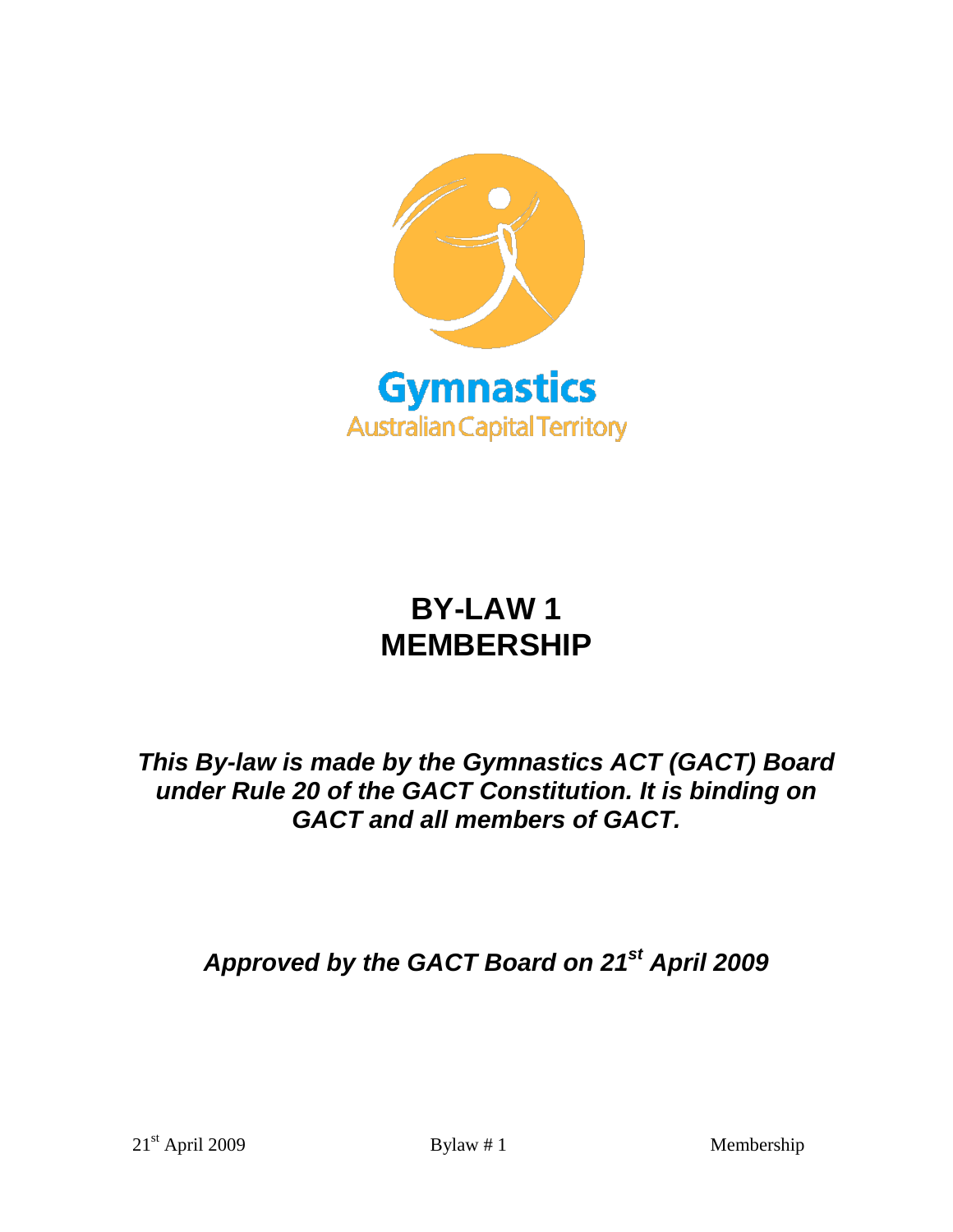Gymnastics
Australian Capital Territory

# BY-LAW 1
# MEMBERSHIP

***This By-law is made by the Gymnastics ACT (GACT) Board under Rule 20 of the GACT Constitution. It is binding on GACT and all members of GACT.***

***Approved by the GACT Board on 21st April 2009***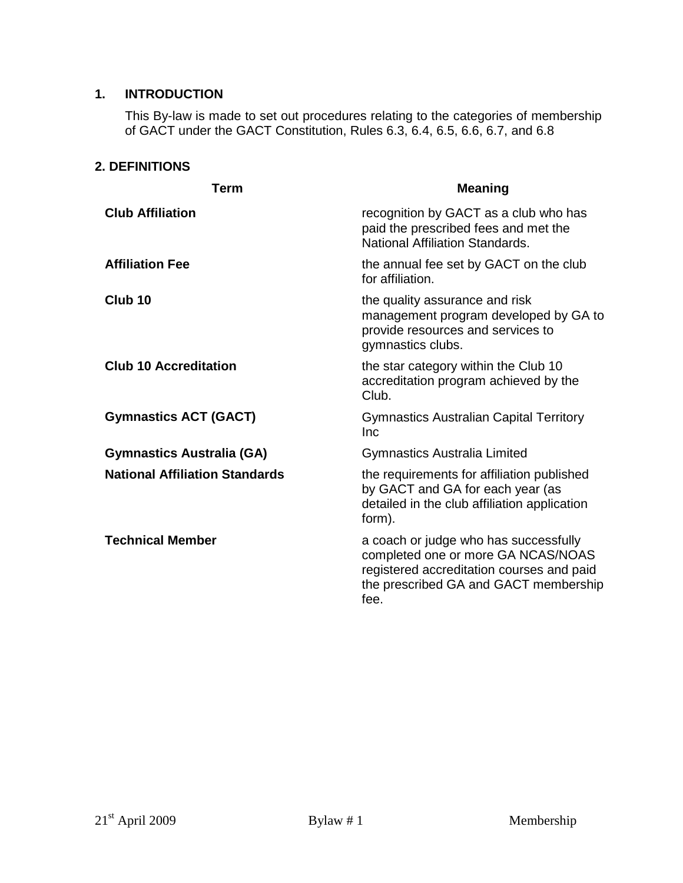## 1. INTRODUCTION

This By-law is made to set out procedures relating to the categories of membership of GACT under the GACT Constitution, Rules 6.3, 6.4, 6.5, 6.6, 6.7, and 6.8

## 2. DEFINITIONS

| Term | Meaning |
| --- | --- |
| **Club Affiliation** | recognition by GACT as a club who has paid the prescribed fees and met the National Affiliation Standards. |
| **Affiliation Fee** | the annual fee set by GACT on the club for affiliation. |
| **Club 10** | the quality assurance and risk management program developed by GA to provide resources and services to gymnastics clubs. |
| **Club 10 Accreditation** | the star category within the Club 10 accreditation program achieved by the Club. |
| **Gymnastics ACT (GACT)** | Gymnastics Australian Capital Territory Inc |
| **Gymnastics Australia (GA)** | Gymnastics Australia Limited |
| **National Affiliation Standards** | the requirements for affiliation published by GACT and GA for each year (as detailed in the club affiliation application form). |
| **Technical Member** | a coach or judge who has successfully completed one or more GA NCAS/NOAS registered accreditation courses and paid the prescribed GA and GACT membership fee. |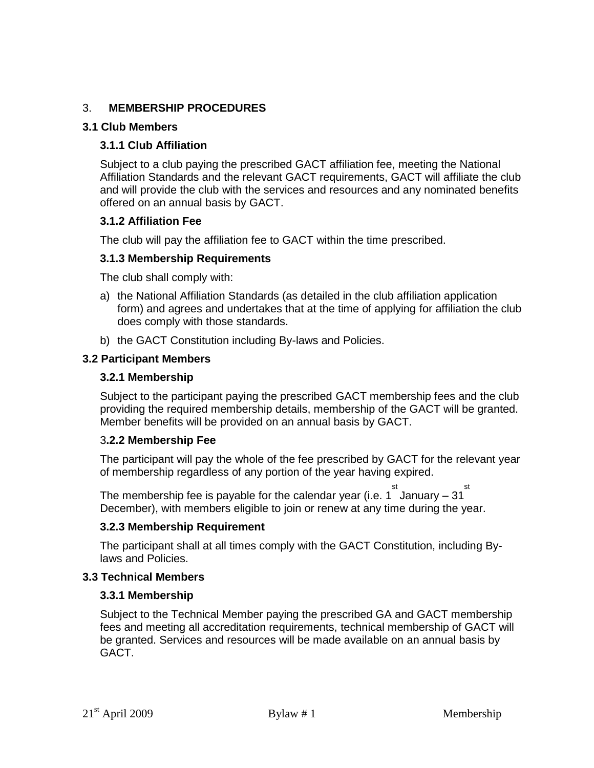## 3. **MEMBERSHIP PROCEDURES**

### 3.1 Club Members

#### 3.1.1 Club Affiliation

Subject to a club paying the prescribed GACT affiliation fee, meeting the National Affiliation Standards and the relevant GACT requirements, GACT will affiliate the club and will provide the club with the services and resources and any nominated benefits offered on an annual basis by GACT.

#### 3.1.2 Affiliation Fee

The club will pay the affiliation fee to GACT within the time prescribed.

#### 3.1.3 Membership Requirements

The club shall comply with:

a) the National Affiliation Standards (as detailed in the club affiliation application form) and agrees and undertakes that at the time of applying for affiliation the club does comply with those standards.

b) the GACT Constitution including By-laws and Policies.

### 3.2 Participant Members

#### 3.2.1 Membership

Subject to the participant paying the prescribed GACT membership fees and the club providing the required membership details, membership of the GACT will be granted. Member benefits will be provided on an annual basis by GACT.

#### 3.2.2 Membership Fee

The participant will pay the whole of the fee prescribed by GACT for the relevant year of membership regardless of any portion of the year having expired.

The membership fee is payable for the calendar year (i.e. 1st January – 31st December), with members eligible to join or renew at any time during the year.

#### 3.2.3 Membership Requirement

The participant shall at all times comply with the GACT Constitution, including By-laws and Policies.

### 3.3 Technical Members

#### 3.3.1 Membership

Subject to the Technical Member paying the prescribed GA and GACT membership fees and meeting all accreditation requirements, technical membership of GACT will be granted. Services and resources will be made available on an annual basis by GACT.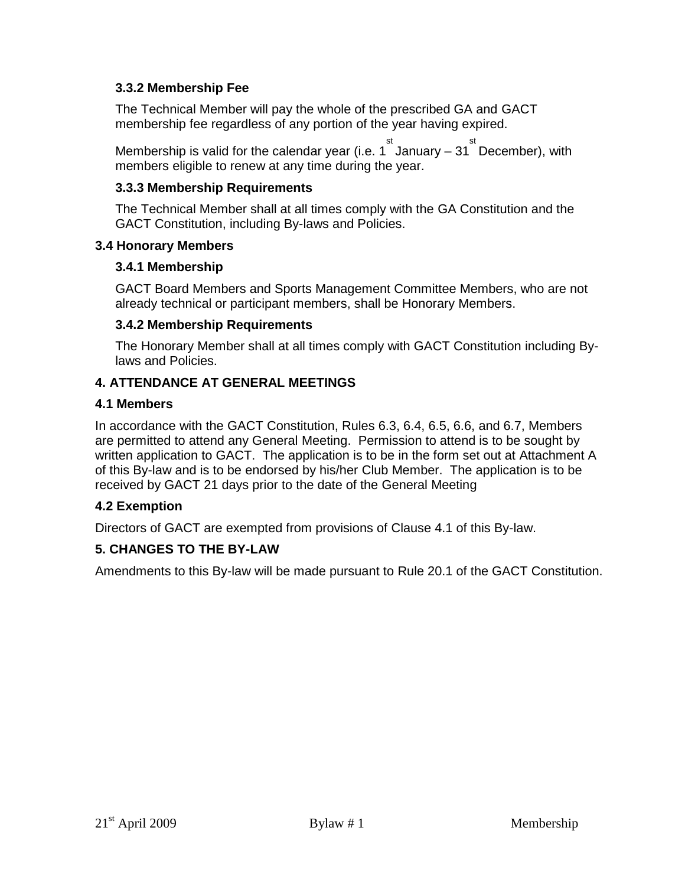#### 3.3.2 Membership Fee

The Technical Member will pay the whole of the prescribed GA and GACT membership fee regardless of any portion of the year having expired.

Membership is valid for the calendar year (i.e. 1st January – 31st December), with members eligible to renew at any time during the year.

#### 3.3.3 Membership Requirements

The Technical Member shall at all times comply with the GA Constitution and the GACT Constitution, including By-laws and Policies.

### 3.4 Honorary Members

#### 3.4.1 Membership

GACT Board Members and Sports Management Committee Members, who are not already technical or participant members, shall be Honorary Members.

#### 3.4.2 Membership Requirements

The Honorary Member shall at all times comply with GACT Constitution including By-laws and Policies.

## 4. ATTENDANCE AT GENERAL MEETINGS

### 4.1 Members

In accordance with the GACT Constitution, Rules 6.3, 6.4, 6.5, 6.6, and 6.7, Members are permitted to attend any General Meeting. Permission to attend is to be sought by written application to GACT. The application is to be in the form set out at Attachment A of this By-law and is to be endorsed by his/her Club Member. The application is to be received by GACT 21 days prior to the date of the General Meeting

### 4.2 Exemption

Directors of GACT are exempted from provisions of Clause 4.1 of this By-law.

## 5. CHANGES TO THE BY-LAW

Amendments to this By-law will be made pursuant to Rule 20.1 of the GACT Constitution.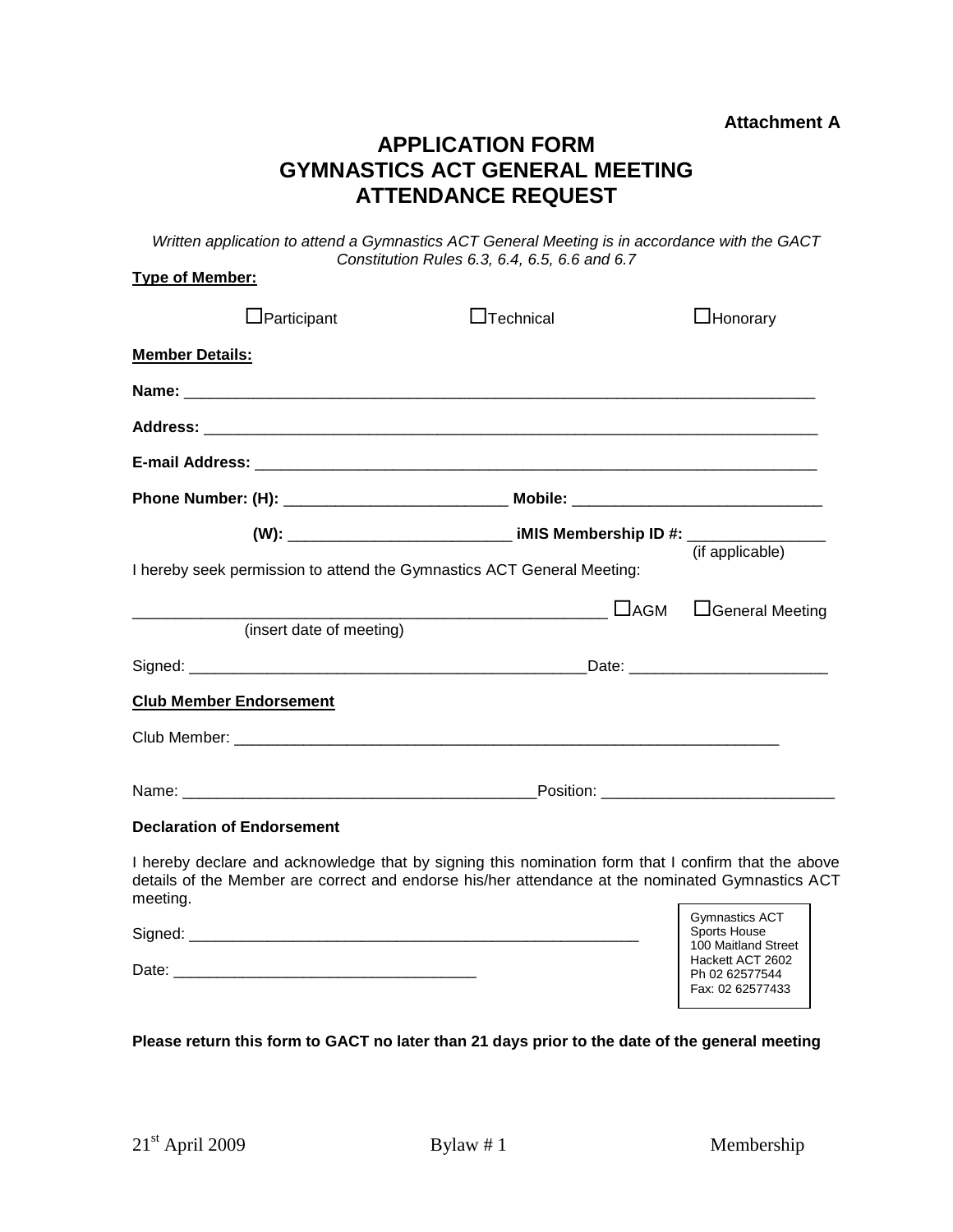**Attachment A**

# APPLICATION FORM
# GYMNASTICS ACT GENERAL MEETING
# ATTENDANCE REQUEST

*Written application to attend a Gymnastics ACT General Meeting is in accordance with the GACT Constitution Rules 6.3, 6.4, 6.5, 6.6 and 6.7*

**Type of Member:**

☐Participant ☐Technical ☐Honorary

**Member Details:**

**Name:** ___________________________________________________________________________

**Address:** _________________________________________________________________________

**E-mail Address:** ___________________________________________________________________

**Phone Number: (H):** __________________________ **Mobile:** _____________________________

**(W):** __________________________ **iMIS Membership ID #:** ________________
(if applicable)

I hereby seek permission to attend the Gymnastics ACT General Meeting:

________________________________________________________ ☐AGM ☐General Meeting
(insert date of meeting)

Signed: _______________________________________________Date: ______________________

**Club Member Endorsement**

Club Member: ___________________________________________________________________

Name: _________________________________________Position: __________________________

**Declaration of Endorsement**

I hereby declare and acknowledge that by signing this nomination form that I confirm that the above details of the Member are correct and endorse his/her attendance at the nominated Gymnastics ACT meeting.

Signed: ______________________________________________________

Date: ___________________________________

Gymnastics ACT
Sports House
100 Maitland Street
Hackett ACT 2602
Ph 02 62577544
Fax: 02 62577433

**Please return this form to GACT no later than 21 days prior to the date of the general meeting**